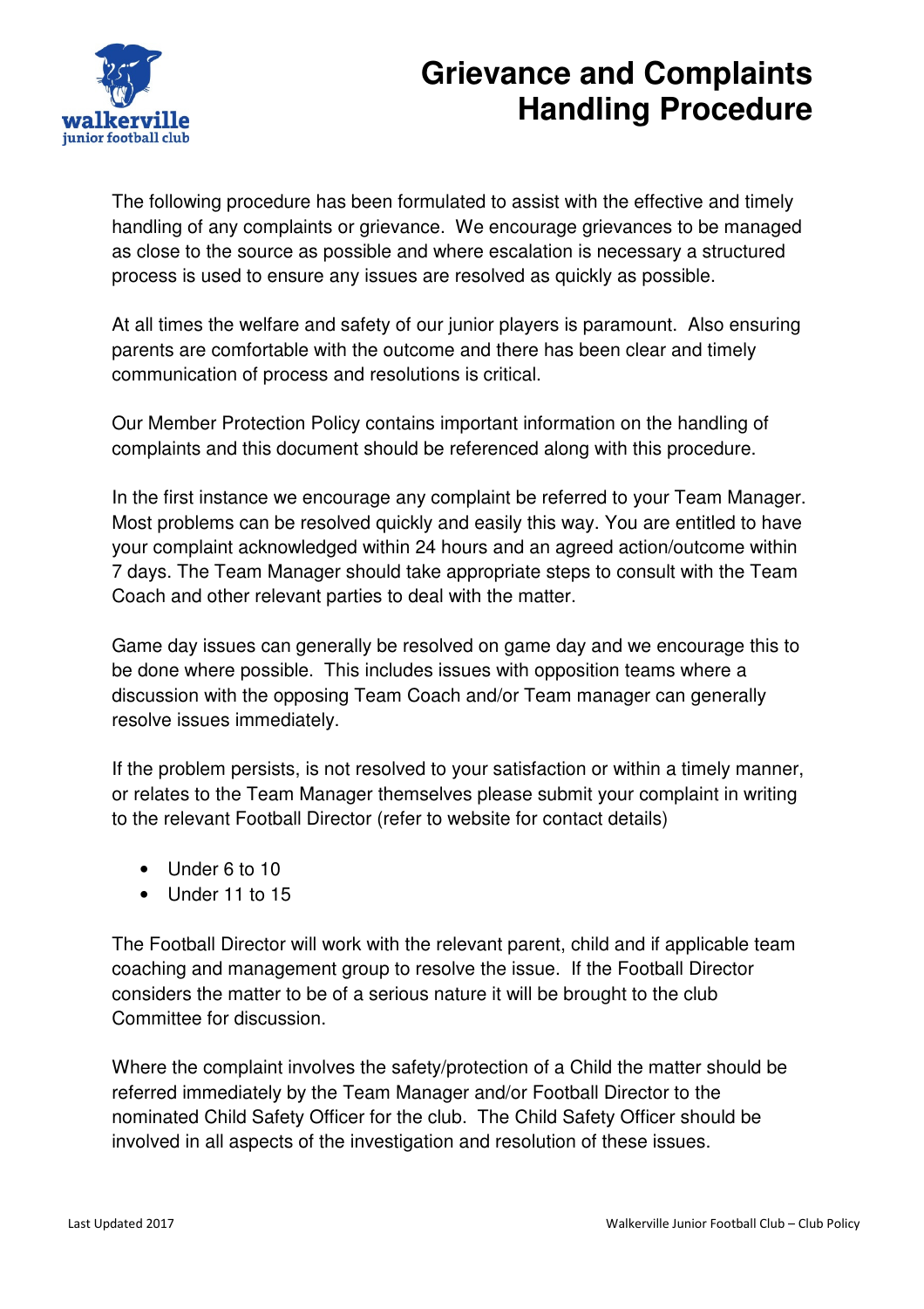# Grievance and Complaints Handling Procedure

The following procedure has been formulated to assist with the effective and timely handling of any complaints or grievance. We encourage grievances to be managed as close to the source as possible and where escalation is necessary a structured process is used to ensure any issues are resolved as quickly as possible.

At all times the welfare and safety of our junior players is paramount. Also ensuring parents are comfortable with the outcome and there has been clear and timely communication of process and resolutions is critical.

Our Member Protection Policy contains important information on the handling of complaints and this document should be referenced along with this procedure.

In the first instance we encourage any complaint be referred to your Team Manager. Most problems can be resolved quickly and easily this way. You are entitled to have your complaint acknowledged within 24 hours and an agreed action/outcome within 7 days. The Team Manager should take appropriate steps to consult with the Team Coach and other relevant parties to deal with the matter.

Game day issues can generally be resolved on game day and we encourage this to be done where possible. This includes issues with opposition teams where a discussion with the opposing Team Coach and/or Team manager can generally resolve issues immediately.

If the problem persists, is not resolved to your satisfaction or within a timely manner, or relates to the Team Manager themselves please submit your complaint in writing to the relevant Football Director (refer to website for contact details)

- Under 6 to 10
- Under 11 to 15

The Football Director will work with the relevant parent, child and if applicable team coaching and management group to resolve the issue. If the Football Director considers the matter to be of a serious nature it will be brought to the club Committee for discussion.

Where the complaint involves the safety/protection of a Child the matter should be referred immediately by the Team Manager and/or Football Director to the nominated Child Safety Officer for the club. The Child Safety Officer should be involved in all aspects of the investigation and resolution of these issues.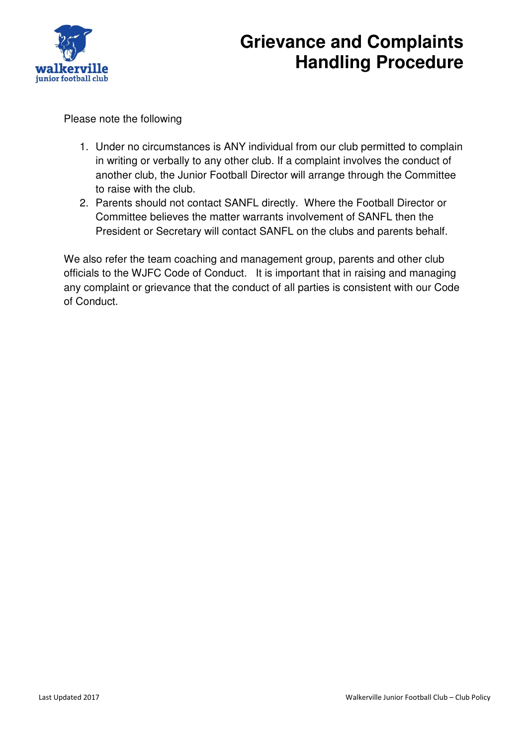# Grievance and Complaints Handling Procedure

Please note the following

1. Under no circumstances is ANY individual from our club permitted to complain in writing or verbally to any other club. If a complaint involves the conduct of another club, the Junior Football Director will arrange through the Committee to raise with the club.
2. Parents should not contact SANFL directly. Where the Football Director or Committee believes the matter warrants involvement of SANFL then the President or Secretary will contact SANFL on the clubs and parents behalf.

We also refer the team coaching and management group, parents and other club officials to the WJFC Code of Conduct. It is important that in raising and managing any complaint or grievance that the conduct of all parties is consistent with our Code of Conduct.